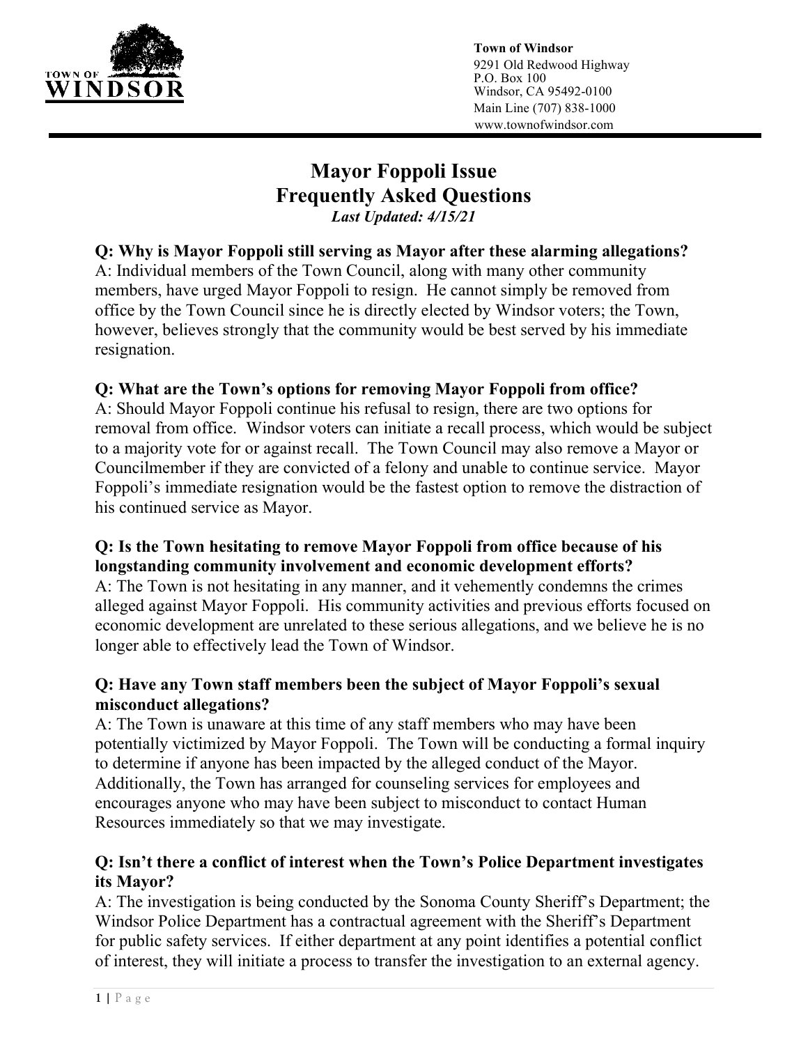Town of Windsor
9291 Old Redwood Highway
P.O. Box 100
Windsor, CA 95492-0100
Main Line (707) 838-1000
www.townofwindsor.com

# Mayor Foppoli Issue
# Frequently Asked Questions

*Last Updated: 4/15/21*

**Q: Why is Mayor Foppoli still serving as Mayor after these alarming allegations?**
A: Individual members of the Town Council, along with many other community members, have urged Mayor Foppoli to resign. He cannot simply be removed from office by the Town Council since he is directly elected by Windsor voters; the Town, however, believes strongly that the community would be best served by his immediate resignation.

**Q: What are the Town's options for removing Mayor Foppoli from office?**
A: Should Mayor Foppoli continue his refusal to resign, there are two options for removal from office. Windsor voters can initiate a recall process, which would be subject to a majority vote for or against recall. The Town Council may also remove a Mayor or Councilmember if they are convicted of a felony and unable to continue service. Mayor Foppoli's immediate resignation would be the fastest option to remove the distraction of his continued service as Mayor.

**Q: Is the Town hesitating to remove Mayor Foppoli from office because of his longstanding community involvement and economic development efforts?**
A: The Town is not hesitating in any manner, and it vehemently condemns the crimes alleged against Mayor Foppoli. His community activities and previous efforts focused on economic development are unrelated to these serious allegations, and we believe he is no longer able to effectively lead the Town of Windsor.

**Q: Have any Town staff members been the subject of Mayor Foppoli's sexual misconduct allegations?**
A: The Town is unaware at this time of any staff members who may have been potentially victimized by Mayor Foppoli. The Town will be conducting a formal inquiry to determine if anyone has been impacted by the alleged conduct of the Mayor. Additionally, the Town has arranged for counseling services for employees and encourages anyone who may have been subject to misconduct to contact Human Resources immediately so that we may investigate.

**Q: Isn't there a conflict of interest when the Town's Police Department investigates its Mayor?**
A: The investigation is being conducted by the Sonoma County Sheriff's Department; the Windsor Police Department has a contractual agreement with the Sheriff's Department for public safety services. If either department at any point identifies a potential conflict of interest, they will initiate a process to transfer the investigation to an external agency.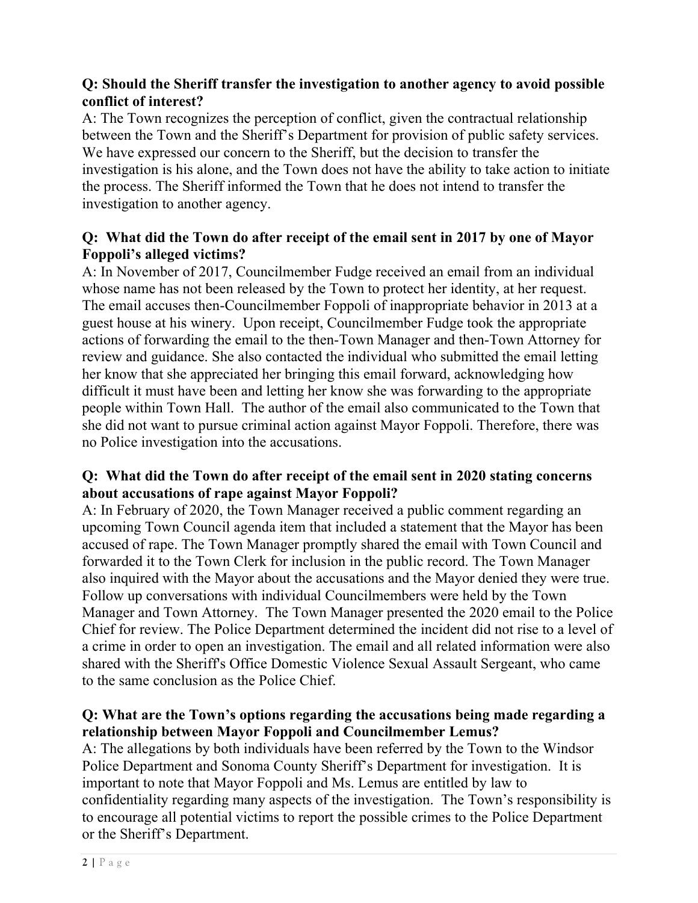**Q: Should the Sheriff transfer the investigation to another agency to avoid possible conflict of interest?**

A: The Town recognizes the perception of conflict, given the contractual relationship between the Town and the Sheriff's Department for provision of public safety services. We have expressed our concern to the Sheriff, but the decision to transfer the investigation is his alone, and the Town does not have the ability to take action to initiate the process. The Sheriff informed the Town that he does not intend to transfer the investigation to another agency.

**Q: What did the Town do after receipt of the email sent in 2017 by one of Mayor Foppoli's alleged victims?**

A: In November of 2017, Councilmember Fudge received an email from an individual whose name has not been released by the Town to protect her identity, at her request. The email accuses then-Councilmember Foppoli of inappropriate behavior in 2013 at a guest house at his winery. Upon receipt, Councilmember Fudge took the appropriate actions of forwarding the email to the then-Town Manager and then-Town Attorney for review and guidance. She also contacted the individual who submitted the email letting her know that she appreciated her bringing this email forward, acknowledging how difficult it must have been and letting her know she was forwarding to the appropriate people within Town Hall. The author of the email also communicated to the Town that she did not want to pursue criminal action against Mayor Foppoli. Therefore, there was no Police investigation into the accusations.

**Q: What did the Town do after receipt of the email sent in 2020 stating concerns about accusations of rape against Mayor Foppoli?**

A: In February of 2020, the Town Manager received a public comment regarding an upcoming Town Council agenda item that included a statement that the Mayor has been accused of rape. The Town Manager promptly shared the email with Town Council and forwarded it to the Town Clerk for inclusion in the public record. The Town Manager also inquired with the Mayor about the accusations and the Mayor denied they were true. Follow up conversations with individual Councilmembers were held by the Town Manager and Town Attorney. The Town Manager presented the 2020 email to the Police Chief for review. The Police Department determined the incident did not rise to a level of a crime in order to open an investigation. The email and all related information were also shared with the Sheriff's Office Domestic Violence Sexual Assault Sergeant, who came to the same conclusion as the Police Chief.

**Q: What are the Town's options regarding the accusations being made regarding a relationship between Mayor Foppoli and Councilmember Lemus?**

A: The allegations by both individuals have been referred by the Town to the Windsor Police Department and Sonoma County Sheriff's Department for investigation. It is important to note that Mayor Foppoli and Ms. Lemus are entitled by law to confidentiality regarding many aspects of the investigation. The Town's responsibility is to encourage all potential victims to report the possible crimes to the Police Department or the Sheriff's Department.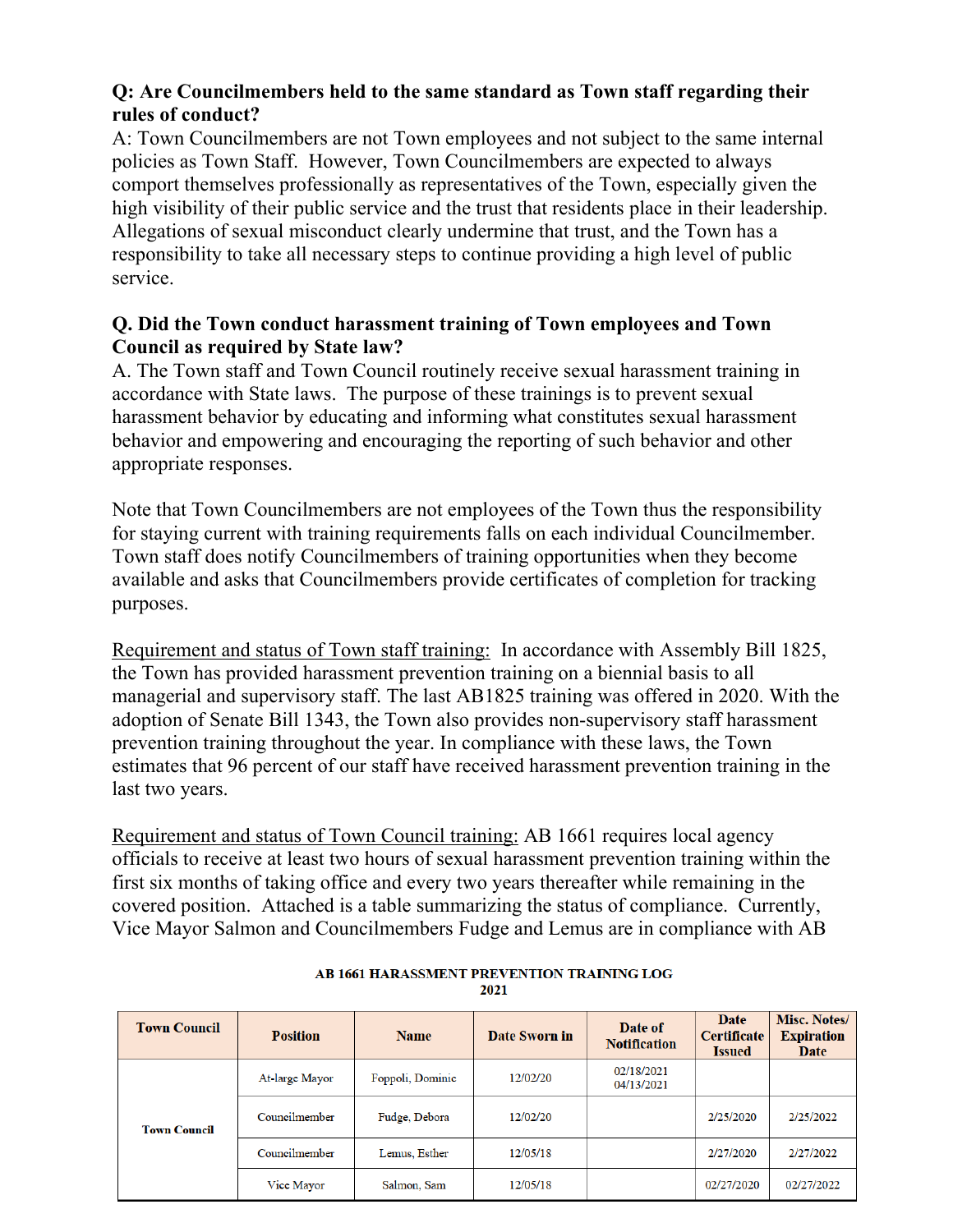**Q: Are Councilmembers held to the same standard as Town staff regarding their rules of conduct?**
A: Town Councilmembers are not Town employees and not subject to the same internal policies as Town Staff. However, Town Councilmembers are expected to always comport themselves professionally as representatives of the Town, especially given the high visibility of their public service and the trust that residents place in their leadership. Allegations of sexual misconduct clearly undermine that trust, and the Town has a responsibility to take all necessary steps to continue providing a high level of public service.

**Q. Did the Town conduct harassment training of Town employees and Town Council as required by State law?**
A. The Town staff and Town Council routinely receive sexual harassment training in accordance with State laws. The purpose of these trainings is to prevent sexual harassment behavior by educating and informing what constitutes sexual harassment behavior and empowering and encouraging the reporting of such behavior and other appropriate responses.

Note that Town Councilmembers are not employees of the Town thus the responsibility for staying current with training requirements falls on each individual Councilmember. Town staff does notify Councilmembers of training opportunities when they become available and asks that Councilmembers provide certificates of completion for tracking purposes.

Requirement and status of Town staff training: In accordance with Assembly Bill 1825, the Town has provided harassment prevention training on a biennial basis to all managerial and supervisory staff. The last AB1825 training was offered in 2020. With the adoption of Senate Bill 1343, the Town also provides non-supervisory staff harassment prevention training throughout the year. In compliance with these laws, the Town estimates that 96 percent of our staff have received harassment prevention training in the last two years.

Requirement and status of Town Council training: AB 1661 requires local agency officials to receive at least two hours of sexual harassment prevention training within the first six months of taking office and every two years thereafter while remaining in the covered position. Attached is a table summarizing the status of compliance. Currently, Vice Mayor Salmon and Councilmembers Fudge and Lemus are in compliance with AB

**AB 1661 HARASSMENT PREVENTION TRAINING LOG**
**2021**

| Town Council | Position | Name | Date Sworn in | Date of Notification | Date Certificate Issued | Misc. Notes/ Expiration Date |
|---|---|---|---|---|---|---|
| Town Council | At-large Mayor | Foppoli, Dominic | 12/02/20 | 02/18/2021<br>04/13/2021 | | |
| | Councilmember | Fudge, Debora | 12/02/20 | | 2/25/2020 | 2/25/2022 |
| | Councilmember | Lemus, Esther | 12/05/18 | | 2/27/2020 | 2/27/2022 |
| | Vice Mayor | Salmon, Sam | 12/05/18 | | 02/27/2020 | 02/27/2022 |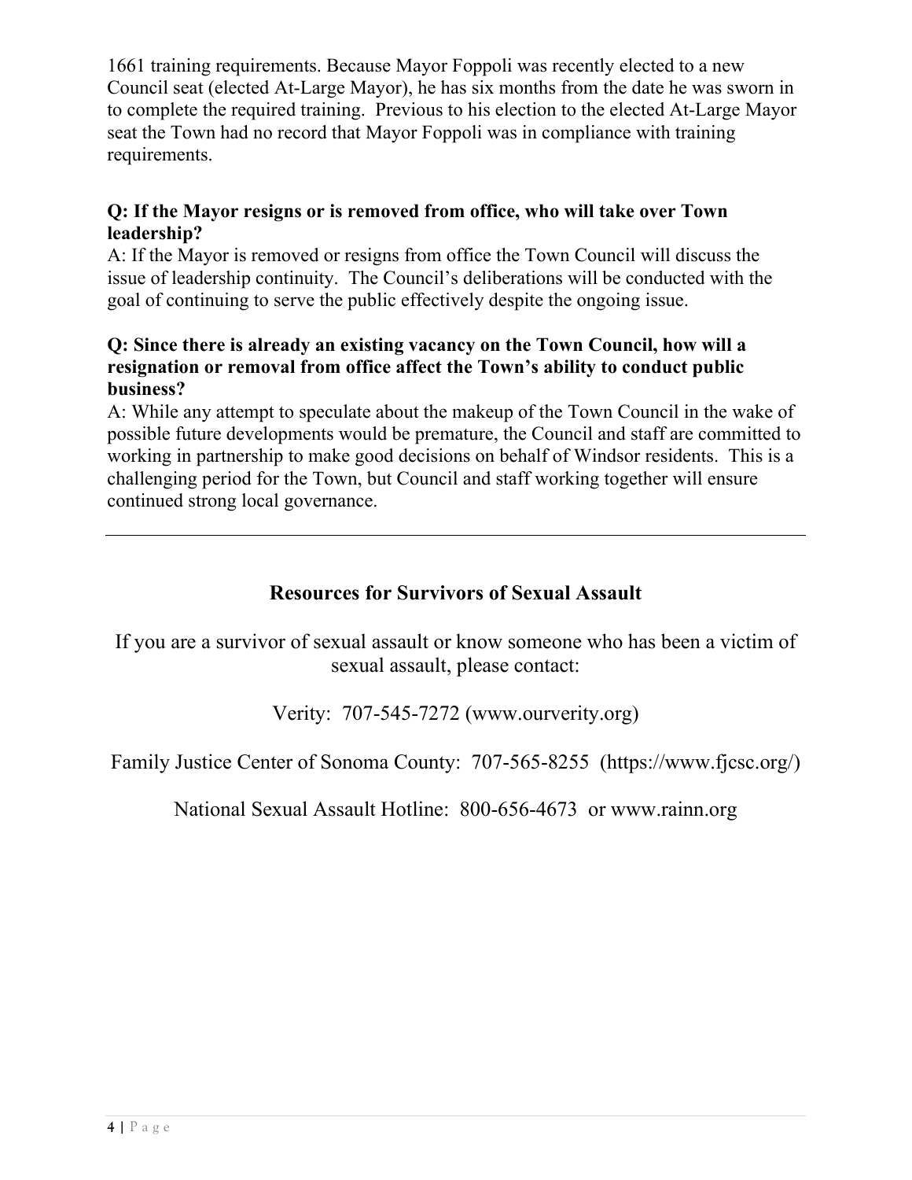1661 training requirements. Because Mayor Foppoli was recently elected to a new Council seat (elected At-Large Mayor), he has six months from the date he was sworn in to complete the required training. Previous to his election to the elected At-Large Mayor seat the Town had no record that Mayor Foppoli was in compliance with training requirements.

**Q: If the Mayor resigns or is removed from office, who will take over Town leadership?**

A: If the Mayor is removed or resigns from office the Town Council will discuss the issue of leadership continuity. The Council's deliberations will be conducted with the goal of continuing to serve the public effectively despite the ongoing issue.

**Q: Since there is already an existing vacancy on the Town Council, how will a resignation or removal from office affect the Town's ability to conduct public business?**

A: While any attempt to speculate about the makeup of the Town Council in the wake of possible future developments would be premature, the Council and staff are committed to working in partnership to make good decisions on behalf of Windsor residents. This is a challenging period for the Town, but Council and staff working together will ensure continued strong local governance.

---

## Resources for Survivors of Sexual Assault

If you are a survivor of sexual assault or know someone who has been a victim of sexual assault, please contact:

Verity: 707-545-7272 (www.ourverity.org)

Family Justice Center of Sonoma County: 707-565-8255 (https://www.fjcsc.org/)

National Sexual Assault Hotline: 800-656-4673 or www.rainn.org